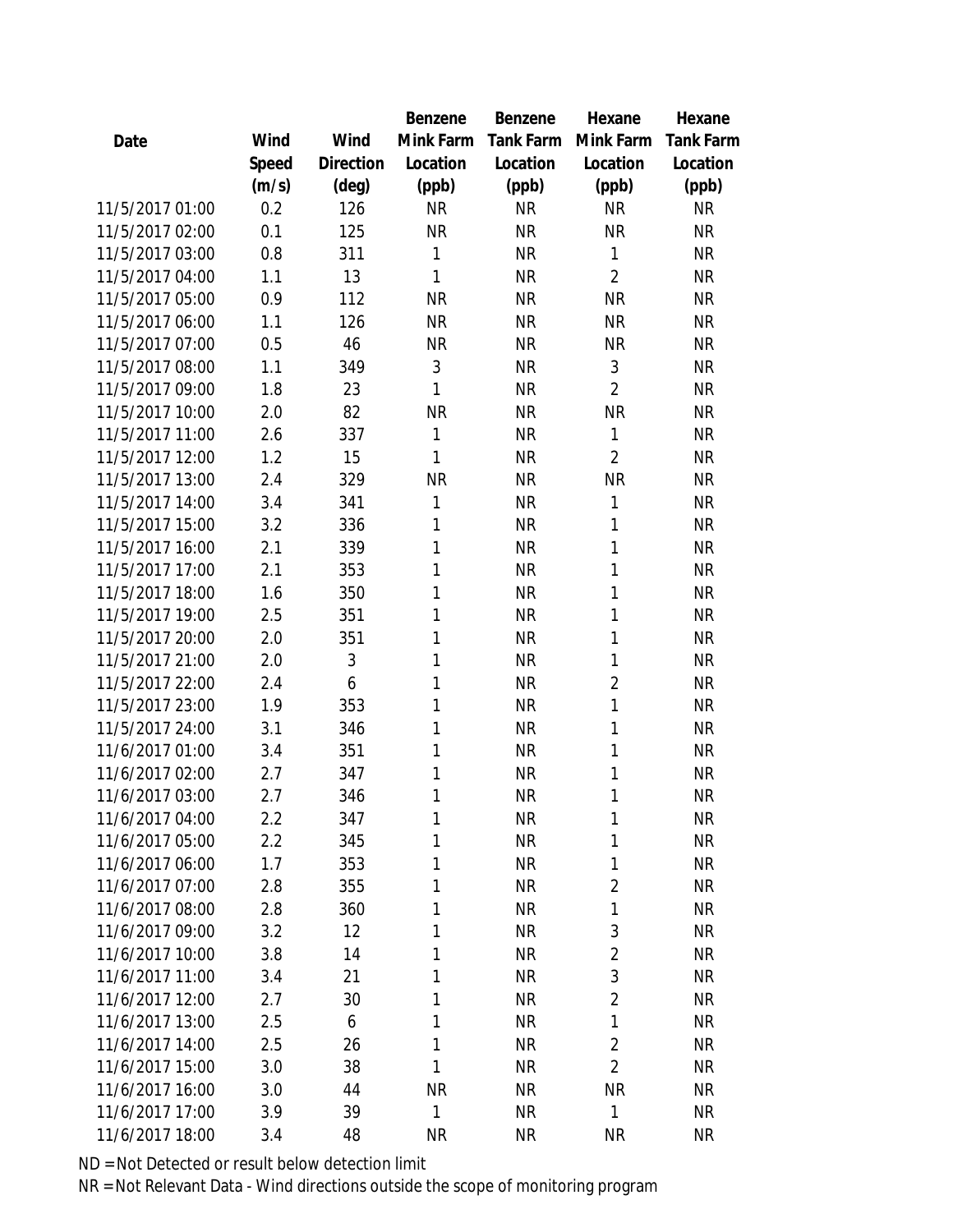| Date | Wind Speed (m/s) | Wind Direction (deg) | Benzene Mink Farm Location (ppb) | Benzene Tank Farm Location (ppb) | Hexane Mink Farm Location (ppb) | Hexane Tank Farm Location (ppb) |
|---|---|---|---|---|---|---|
| 11/5/2017 01:00 | 0.2 | 126 | NR | NR | NR | NR |
| 11/5/2017 02:00 | 0.1 | 125 | NR | NR | NR | NR |
| 11/5/2017 03:00 | 0.8 | 311 | 1 | NR | 1 | NR |
| 11/5/2017 04:00 | 1.1 | 13 | 1 | NR | 2 | NR |
| 11/5/2017 05:00 | 0.9 | 112 | NR | NR | NR | NR |
| 11/5/2017 06:00 | 1.1 | 126 | NR | NR | NR | NR |
| 11/5/2017 07:00 | 0.5 | 46 | NR | NR | NR | NR |
| 11/5/2017 08:00 | 1.1 | 349 | 3 | NR | 3 | NR |
| 11/5/2017 09:00 | 1.8 | 23 | 1 | NR | 2 | NR |
| 11/5/2017 10:00 | 2.0 | 82 | NR | NR | NR | NR |
| 11/5/2017 11:00 | 2.6 | 337 | 1 | NR | 1 | NR |
| 11/5/2017 12:00 | 1.2 | 15 | 1 | NR | 2 | NR |
| 11/5/2017 13:00 | 2.4 | 329 | NR | NR | NR | NR |
| 11/5/2017 14:00 | 3.4 | 341 | 1 | NR | 1 | NR |
| 11/5/2017 15:00 | 3.2 | 336 | 1 | NR | 1 | NR |
| 11/5/2017 16:00 | 2.1 | 339 | 1 | NR | 1 | NR |
| 11/5/2017 17:00 | 2.1 | 353 | 1 | NR | 1 | NR |
| 11/5/2017 18:00 | 1.6 | 350 | 1 | NR | 1 | NR |
| 11/5/2017 19:00 | 2.5 | 351 | 1 | NR | 1 | NR |
| 11/5/2017 20:00 | 2.0 | 351 | 1 | NR | 1 | NR |
| 11/5/2017 21:00 | 2.0 | 3 | 1 | NR | 1 | NR |
| 11/5/2017 22:00 | 2.4 | 6 | 1 | NR | 2 | NR |
| 11/5/2017 23:00 | 1.9 | 353 | 1 | NR | 1 | NR |
| 11/5/2017 24:00 | 3.1 | 346 | 1 | NR | 1 | NR |
| 11/6/2017 01:00 | 3.4 | 351 | 1 | NR | 1 | NR |
| 11/6/2017 02:00 | 2.7 | 347 | 1 | NR | 1 | NR |
| 11/6/2017 03:00 | 2.7 | 346 | 1 | NR | 1 | NR |
| 11/6/2017 04:00 | 2.2 | 347 | 1 | NR | 1 | NR |
| 11/6/2017 05:00 | 2.2 | 345 | 1 | NR | 1 | NR |
| 11/6/2017 06:00 | 1.7 | 353 | 1 | NR | 1 | NR |
| 11/6/2017 07:00 | 2.8 | 355 | 1 | NR | 2 | NR |
| 11/6/2017 08:00 | 2.8 | 360 | 1 | NR | 1 | NR |
| 11/6/2017 09:00 | 3.2 | 12 | 1 | NR | 3 | NR |
| 11/6/2017 10:00 | 3.8 | 14 | 1 | NR | 2 | NR |
| 11/6/2017 11:00 | 3.4 | 21 | 1 | NR | 3 | NR |
| 11/6/2017 12:00 | 2.7 | 30 | 1 | NR | 2 | NR |
| 11/6/2017 13:00 | 2.5 | 6 | 1 | NR | 1 | NR |
| 11/6/2017 14:00 | 2.5 | 26 | 1 | NR | 2 | NR |
| 11/6/2017 15:00 | 3.0 | 38 | 1 | NR | 2 | NR |
| 11/6/2017 16:00 | 3.0 | 44 | NR | NR | NR | NR |
| 11/6/2017 17:00 | 3.9 | 39 | 1 | NR | 1 | NR |
| 11/6/2017 18:00 | 3.4 | 48 | NR | NR | NR | NR |

ND = Not Detected or result below detection limit

NR = Not Relevant Data - Wind directions outside the scope of monitoring program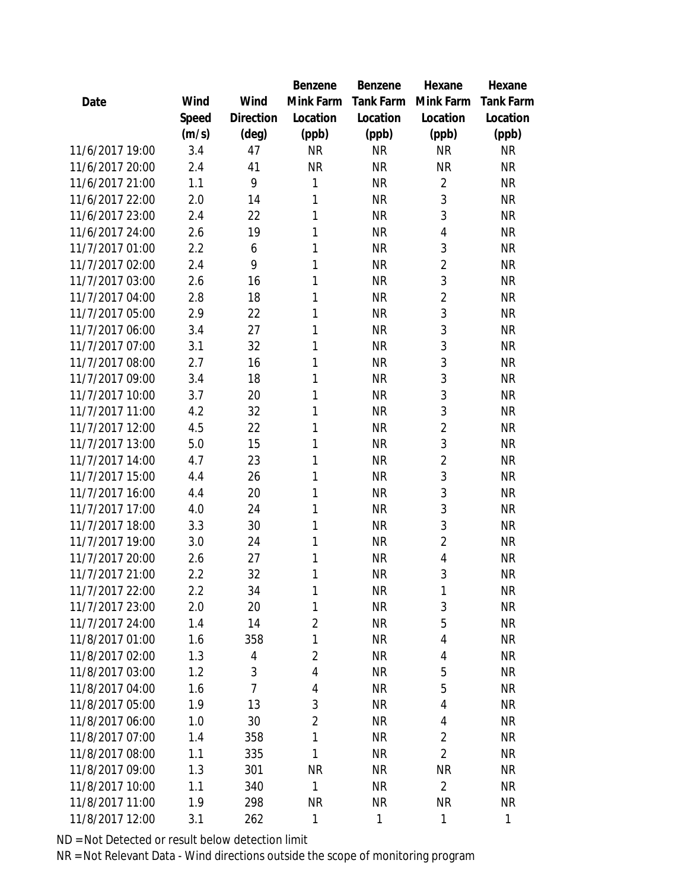| Date | Wind Speed (m/s) | Wind Direction (deg) | Benzene Mink Farm Location (ppb) | Benzene Tank Farm Location (ppb) | Hexane Mink Farm Location (ppb) | Hexane Tank Farm Location (ppb) |
|---|---|---|---|---|---|---|
| 11/6/2017 19:00 | 3.4 | 47 | NR | NR | NR | NR |
| 11/6/2017 20:00 | 2.4 | 41 | NR | NR | NR | NR |
| 11/6/2017 21:00 | 1.1 | 9 | 1 | NR | 2 | NR |
| 11/6/2017 22:00 | 2.0 | 14 | 1 | NR | 3 | NR |
| 11/6/2017 23:00 | 2.4 | 22 | 1 | NR | 3 | NR |
| 11/6/2017 24:00 | 2.6 | 19 | 1 | NR | 4 | NR |
| 11/7/2017 01:00 | 2.2 | 6 | 1 | NR | 3 | NR |
| 11/7/2017 02:00 | 2.4 | 9 | 1 | NR | 2 | NR |
| 11/7/2017 03:00 | 2.6 | 16 | 1 | NR | 3 | NR |
| 11/7/2017 04:00 | 2.8 | 18 | 1 | NR | 2 | NR |
| 11/7/2017 05:00 | 2.9 | 22 | 1 | NR | 3 | NR |
| 11/7/2017 06:00 | 3.4 | 27 | 1 | NR | 3 | NR |
| 11/7/2017 07:00 | 3.1 | 32 | 1 | NR | 3 | NR |
| 11/7/2017 08:00 | 2.7 | 16 | 1 | NR | 3 | NR |
| 11/7/2017 09:00 | 3.4 | 18 | 1 | NR | 3 | NR |
| 11/7/2017 10:00 | 3.7 | 20 | 1 | NR | 3 | NR |
| 11/7/2017 11:00 | 4.2 | 32 | 1 | NR | 3 | NR |
| 11/7/2017 12:00 | 4.5 | 22 | 1 | NR | 2 | NR |
| 11/7/2017 13:00 | 5.0 | 15 | 1 | NR | 3 | NR |
| 11/7/2017 14:00 | 4.7 | 23 | 1 | NR | 2 | NR |
| 11/7/2017 15:00 | 4.4 | 26 | 1 | NR | 3 | NR |
| 11/7/2017 16:00 | 4.4 | 20 | 1 | NR | 3 | NR |
| 11/7/2017 17:00 | 4.0 | 24 | 1 | NR | 3 | NR |
| 11/7/2017 18:00 | 3.3 | 30 | 1 | NR | 3 | NR |
| 11/7/2017 19:00 | 3.0 | 24 | 1 | NR | 2 | NR |
| 11/7/2017 20:00 | 2.6 | 27 | 1 | NR | 4 | NR |
| 11/7/2017 21:00 | 2.2 | 32 | 1 | NR | 3 | NR |
| 11/7/2017 22:00 | 2.2 | 34 | 1 | NR | 1 | NR |
| 11/7/2017 23:00 | 2.0 | 20 | 1 | NR | 3 | NR |
| 11/7/2017 24:00 | 1.4 | 14 | 2 | NR | 5 | NR |
| 11/8/2017 01:00 | 1.6 | 358 | 1 | NR | 4 | NR |
| 11/8/2017 02:00 | 1.3 | 4 | 2 | NR | 4 | NR |
| 11/8/2017 03:00 | 1.2 | 3 | 4 | NR | 5 | NR |
| 11/8/2017 04:00 | 1.6 | 7 | 4 | NR | 5 | NR |
| 11/8/2017 05:00 | 1.9 | 13 | 3 | NR | 4 | NR |
| 11/8/2017 06:00 | 1.0 | 30 | 2 | NR | 4 | NR |
| 11/8/2017 07:00 | 1.4 | 358 | 1 | NR | 2 | NR |
| 11/8/2017 08:00 | 1.1 | 335 | 1 | NR | 2 | NR |
| 11/8/2017 09:00 | 1.3 | 301 | NR | NR | NR | NR |
| 11/8/2017 10:00 | 1.1 | 340 | 1 | NR | 2 | NR |
| 11/8/2017 11:00 | 1.9 | 298 | NR | NR | NR | NR |
| 11/8/2017 12:00 | 3.1 | 262 | 1 | 1 | 1 | 1 |

ND = Not Detected or result below detection limit

NR = Not Relevant Data - Wind directions outside the scope of monitoring program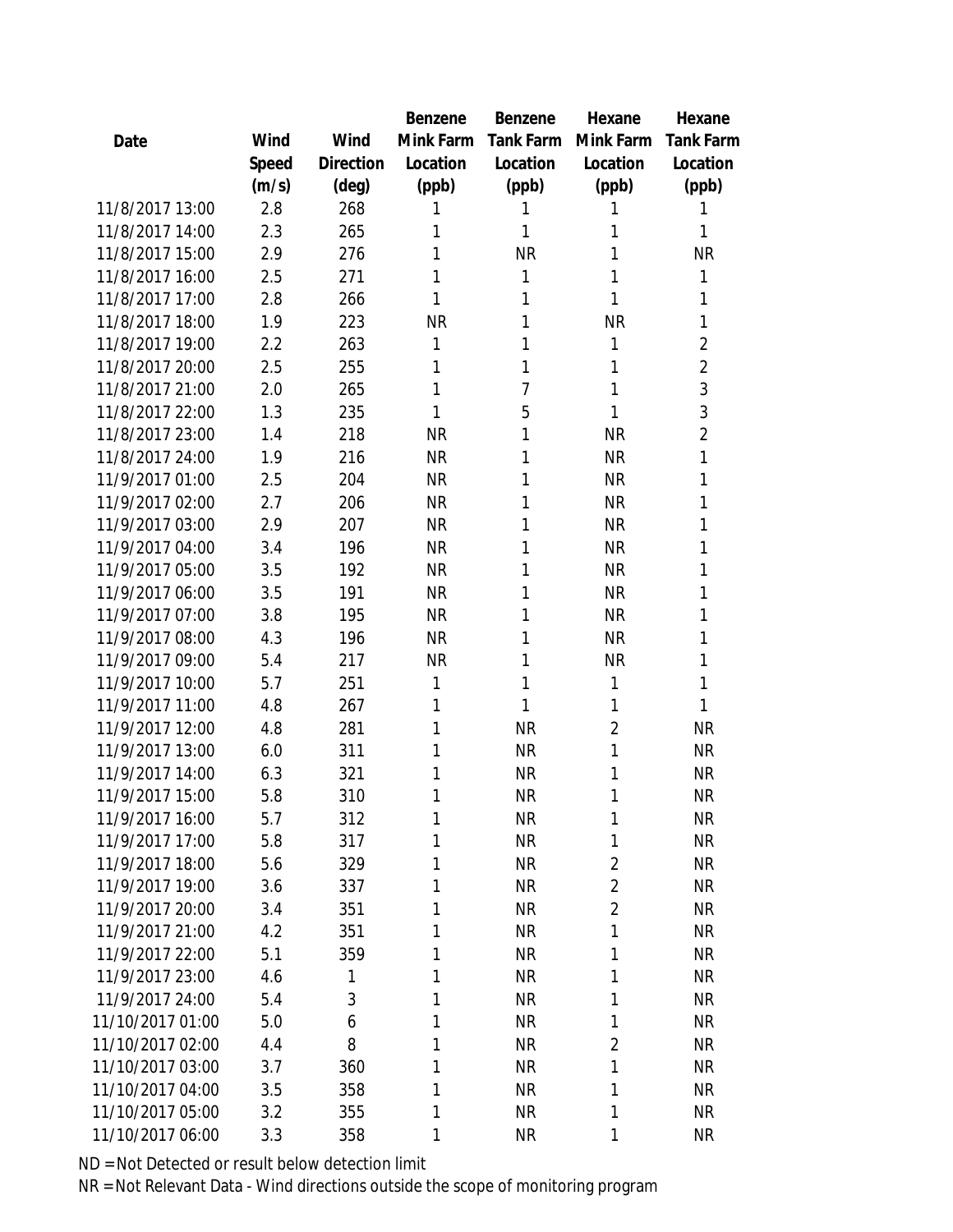| Date | Wind Speed (m/s) | Wind Direction (deg) | Benzene Mink Farm Location (ppb) | Benzene Tank Farm Location (ppb) | Hexane Mink Farm Location (ppb) | Hexane Tank Farm Location (ppb) |
|---|---|---|---|---|---|---|
| 11/8/2017 13:00 | 2.8 | 268 | 1 | 1 | 1 | 1 |
| 11/8/2017 14:00 | 2.3 | 265 | 1 | 1 | 1 | 1 |
| 11/8/2017 15:00 | 2.9 | 276 | 1 | NR | 1 | NR |
| 11/8/2017 16:00 | 2.5 | 271 | 1 | 1 | 1 | 1 |
| 11/8/2017 17:00 | 2.8 | 266 | 1 | 1 | 1 | 1 |
| 11/8/2017 18:00 | 1.9 | 223 | NR | 1 | NR | 1 |
| 11/8/2017 19:00 | 2.2 | 263 | 1 | 1 | 1 | 2 |
| 11/8/2017 20:00 | 2.5 | 255 | 1 | 1 | 1 | 2 |
| 11/8/2017 21:00 | 2.0 | 265 | 1 | 7 | 1 | 3 |
| 11/8/2017 22:00 | 1.3 | 235 | 1 | 5 | 1 | 3 |
| 11/8/2017 23:00 | 1.4 | 218 | NR | 1 | NR | 2 |
| 11/8/2017 24:00 | 1.9 | 216 | NR | 1 | NR | 1 |
| 11/9/2017 01:00 | 2.5 | 204 | NR | 1 | NR | 1 |
| 11/9/2017 02:00 | 2.7 | 206 | NR | 1 | NR | 1 |
| 11/9/2017 03:00 | 2.9 | 207 | NR | 1 | NR | 1 |
| 11/9/2017 04:00 | 3.4 | 196 | NR | 1 | NR | 1 |
| 11/9/2017 05:00 | 3.5 | 192 | NR | 1 | NR | 1 |
| 11/9/2017 06:00 | 3.5 | 191 | NR | 1 | NR | 1 |
| 11/9/2017 07:00 | 3.8 | 195 | NR | 1 | NR | 1 |
| 11/9/2017 08:00 | 4.3 | 196 | NR | 1 | NR | 1 |
| 11/9/2017 09:00 | 5.4 | 217 | NR | 1 | NR | 1 |
| 11/9/2017 10:00 | 5.7 | 251 | 1 | 1 | 1 | 1 |
| 11/9/2017 11:00 | 4.8 | 267 | 1 | 1 | 1 | 1 |
| 11/9/2017 12:00 | 4.8 | 281 | 1 | NR | 2 | NR |
| 11/9/2017 13:00 | 6.0 | 311 | 1 | NR | 1 | NR |
| 11/9/2017 14:00 | 6.3 | 321 | 1 | NR | 1 | NR |
| 11/9/2017 15:00 | 5.8 | 310 | 1 | NR | 1 | NR |
| 11/9/2017 16:00 | 5.7 | 312 | 1 | NR | 1 | NR |
| 11/9/2017 17:00 | 5.8 | 317 | 1 | NR | 1 | NR |
| 11/9/2017 18:00 | 5.6 | 329 | 1 | NR | 2 | NR |
| 11/9/2017 19:00 | 3.6 | 337 | 1 | NR | 2 | NR |
| 11/9/2017 20:00 | 3.4 | 351 | 1 | NR | 2 | NR |
| 11/9/2017 21:00 | 4.2 | 351 | 1 | NR | 1 | NR |
| 11/9/2017 22:00 | 5.1 | 359 | 1 | NR | 1 | NR |
| 11/9/2017 23:00 | 4.6 | 1 | 1 | NR | 1 | NR |
| 11/9/2017 24:00 | 5.4 | 3 | 1 | NR | 1 | NR |
| 11/10/2017 01:00 | 5.0 | 6 | 1 | NR | 1 | NR |
| 11/10/2017 02:00 | 4.4 | 8 | 1 | NR | 2 | NR |
| 11/10/2017 03:00 | 3.7 | 360 | 1 | NR | 1 | NR |
| 11/10/2017 04:00 | 3.5 | 358 | 1 | NR | 1 | NR |
| 11/10/2017 05:00 | 3.2 | 355 | 1 | NR | 1 | NR |
| 11/10/2017 06:00 | 3.3 | 358 | 1 | NR | 1 | NR |

ND = Not Detected or result below detection limit

NR = Not Relevant Data - Wind directions outside the scope of monitoring program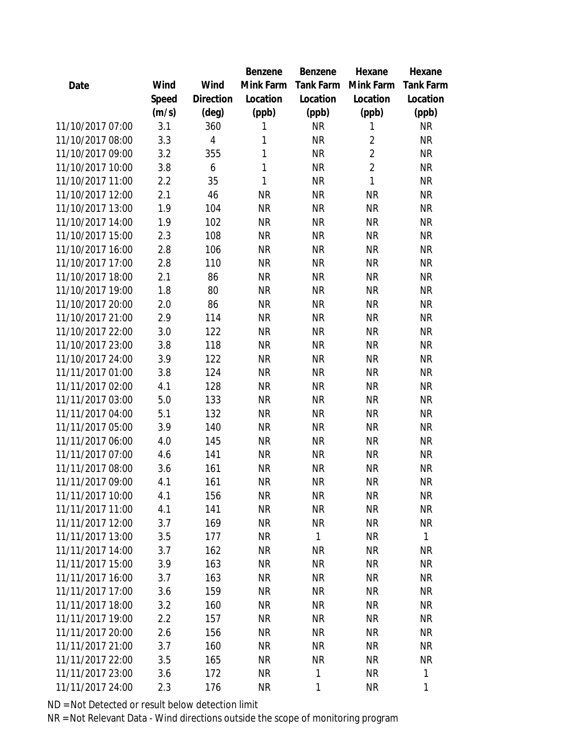| Date | Wind Speed (m/s) | Wind Direction (deg) | Benzene Mink Farm Location (ppb) | Benzene Tank Farm Location (ppb) | Hexane Mink Farm Location (ppb) | Hexane Tank Farm Location (ppb) |
|---|---|---|---|---|---|---|
| 11/10/2017 07:00 | 3.1 | 360 | 1 | NR | 1 | NR |
| 11/10/2017 08:00 | 3.3 | 4 | 1 | NR | 2 | NR |
| 11/10/2017 09:00 | 3.2 | 355 | 1 | NR | 2 | NR |
| 11/10/2017 10:00 | 3.8 | 6 | 1 | NR | 2 | NR |
| 11/10/2017 11:00 | 2.2 | 35 | 1 | NR | 1 | NR |
| 11/10/2017 12:00 | 2.1 | 46 | NR | NR | NR | NR |
| 11/10/2017 13:00 | 1.9 | 104 | NR | NR | NR | NR |
| 11/10/2017 14:00 | 1.9 | 102 | NR | NR | NR | NR |
| 11/10/2017 15:00 | 2.3 | 108 | NR | NR | NR | NR |
| 11/10/2017 16:00 | 2.8 | 106 | NR | NR | NR | NR |
| 11/10/2017 17:00 | 2.8 | 110 | NR | NR | NR | NR |
| 11/10/2017 18:00 | 2.1 | 86 | NR | NR | NR | NR |
| 11/10/2017 19:00 | 1.8 | 80 | NR | NR | NR | NR |
| 11/10/2017 20:00 | 2.0 | 86 | NR | NR | NR | NR |
| 11/10/2017 21:00 | 2.9 | 114 | NR | NR | NR | NR |
| 11/10/2017 22:00 | 3.0 | 122 | NR | NR | NR | NR |
| 11/10/2017 23:00 | 3.8 | 118 | NR | NR | NR | NR |
| 11/10/2017 24:00 | 3.9 | 122 | NR | NR | NR | NR |
| 11/11/2017 01:00 | 3.8 | 124 | NR | NR | NR | NR |
| 11/11/2017 02:00 | 4.1 | 128 | NR | NR | NR | NR |
| 11/11/2017 03:00 | 5.0 | 133 | NR | NR | NR | NR |
| 11/11/2017 04:00 | 5.1 | 132 | NR | NR | NR | NR |
| 11/11/2017 05:00 | 3.9 | 140 | NR | NR | NR | NR |
| 11/11/2017 06:00 | 4.0 | 145 | NR | NR | NR | NR |
| 11/11/2017 07:00 | 4.6 | 141 | NR | NR | NR | NR |
| 11/11/2017 08:00 | 3.6 | 161 | NR | NR | NR | NR |
| 11/11/2017 09:00 | 4.1 | 161 | NR | NR | NR | NR |
| 11/11/2017 10:00 | 4.1 | 156 | NR | NR | NR | NR |
| 11/11/2017 11:00 | 4.1 | 141 | NR | NR | NR | NR |
| 11/11/2017 12:00 | 3.7 | 169 | NR | NR | NR | NR |
| 11/11/2017 13:00 | 3.5 | 177 | NR | 1 | NR | 1 |
| 11/11/2017 14:00 | 3.7 | 162 | NR | NR | NR | NR |
| 11/11/2017 15:00 | 3.9 | 163 | NR | NR | NR | NR |
| 11/11/2017 16:00 | 3.7 | 163 | NR | NR | NR | NR |
| 11/11/2017 17:00 | 3.6 | 159 | NR | NR | NR | NR |
| 11/11/2017 18:00 | 3.2 | 160 | NR | NR | NR | NR |
| 11/11/2017 19:00 | 2.2 | 157 | NR | NR | NR | NR |
| 11/11/2017 20:00 | 2.6 | 156 | NR | NR | NR | NR |
| 11/11/2017 21:00 | 3.7 | 160 | NR | NR | NR | NR |
| 11/11/2017 22:00 | 3.5 | 165 | NR | NR | NR | NR |
| 11/11/2017 23:00 | 3.6 | 172 | NR | 1 | NR | 1 |
| 11/11/2017 24:00 | 2.3 | 176 | NR | 1 | NR | 1 |

ND = Not Detected or result below detection limit

NR = Not Relevant Data - Wind directions outside the scope of monitoring program